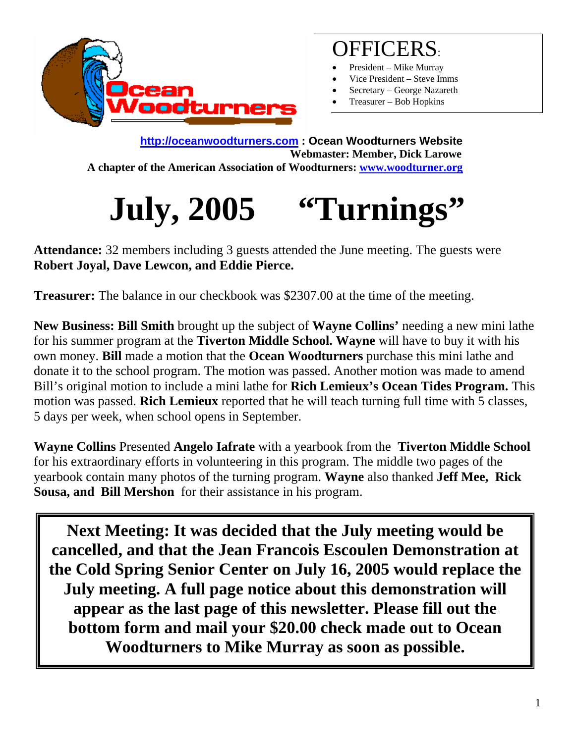Ocean Woodturners

## OFFICERS:

- President – Mike Murray
- Vice President – Steve Imms
- Secretary – George Nazareth
- Treasurer – Bob Hopkins

**http://oceanwoodturners.com : Ocean Woodturners Website**
**Webmaster: Member, Dick Larowe**
**A chapter of the American Association of Woodturners: www.woodturner.org**

# July, 2005 "Turnings"

**Attendance:** 32 members including 3 guests attended the June meeting. The guests were **Robert Joyal, Dave Lewcon, and Eddie Pierce.**

**Treasurer:** The balance in our checkbook was $2307.00 at the time of the meeting.

**New Business: Bill Smith** brought up the subject of **Wayne Collins'** needing a new mini lathe for his summer program at the **Tiverton Middle School. Wayne** will have to buy it with his own money. **Bill** made a motion that the **Ocean Woodturners** purchase this mini lathe and donate it to the school program. The motion was passed. Another motion was made to amend Bill's original motion to include a mini lathe for **Rich Lemieux's Ocean Tides Program.** This motion was passed. **Rich Lemieux** reported that he will teach turning full time with 5 classes, 5 days per week, when school opens in September.

**Wayne Collins** Presented **Angelo Iafrate** with a yearbook from the **Tiverton Middle School** for his extraordinary efforts in volunteering in this program. The middle two pages of the yearbook contain many photos of the turning program. **Wayne** also thanked **Jeff Mee, Rick Sousa, and Bill Mershon** for their assistance in his program.

**Next Meeting: It was decided that the July meeting would be cancelled, and that the Jean Francois Escoulen Demonstration at the Cold Spring Senior Center on July 16, 2005 would replace the July meeting. A full page notice about this demonstration will appear as the last page of this newsletter. Please fill out the bottom form and mail your $20.00 check made out to Ocean Woodturners to Mike Murray as soon as possible.**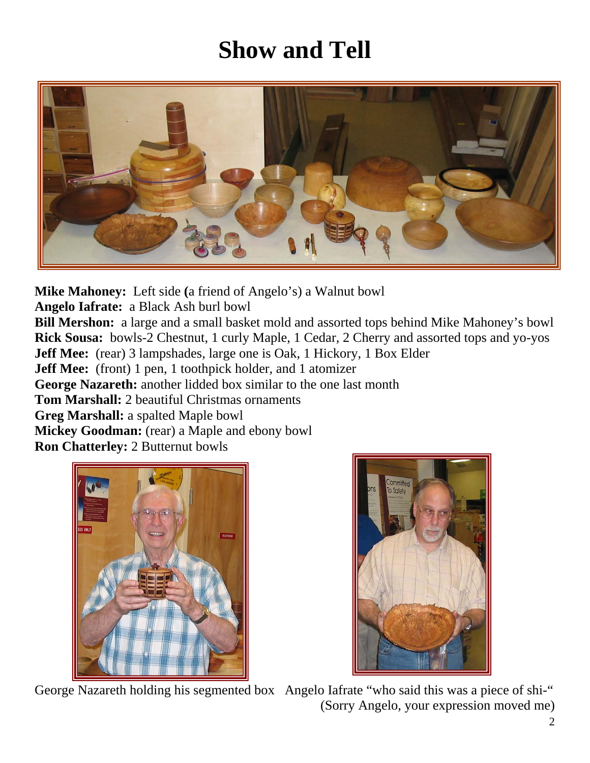# Show and Tell

**Mike Mahoney:** Left side **(**a friend of Angelo's) a Walnut bowl
**Angelo Iafrate:** a Black Ash burl bowl
**Bill Mershon:** a large and a small basket mold and assorted tops behind Mike Mahoney's bowl
**Rick Sousa:** bowls-2 Chestnut, 1 curly Maple, 1 Cedar, 2 Cherry and assorted tops and yo-yos
**Jeff Mee:** (rear) 3 lampshades, large one is Oak, 1 Hickory, 1 Box Elder
**Jeff Mee:** (front) 1 pen, 1 toothpick holder, and 1 atomizer
**George Nazareth:** another lidded box similar to the one last month
**Tom Marshall:** 2 beautiful Christmas ornaments
**Greg Marshall:** a spalted Maple bowl
**Mickey Goodman:** (rear) a Maple and ebony bowl
**Ron Chatterley:** 2 Butternut bowls

George Nazareth holding his segmented box

Angelo Iafrate "who said this was a piece of shi-"
(Sorry Angelo, your expression moved me)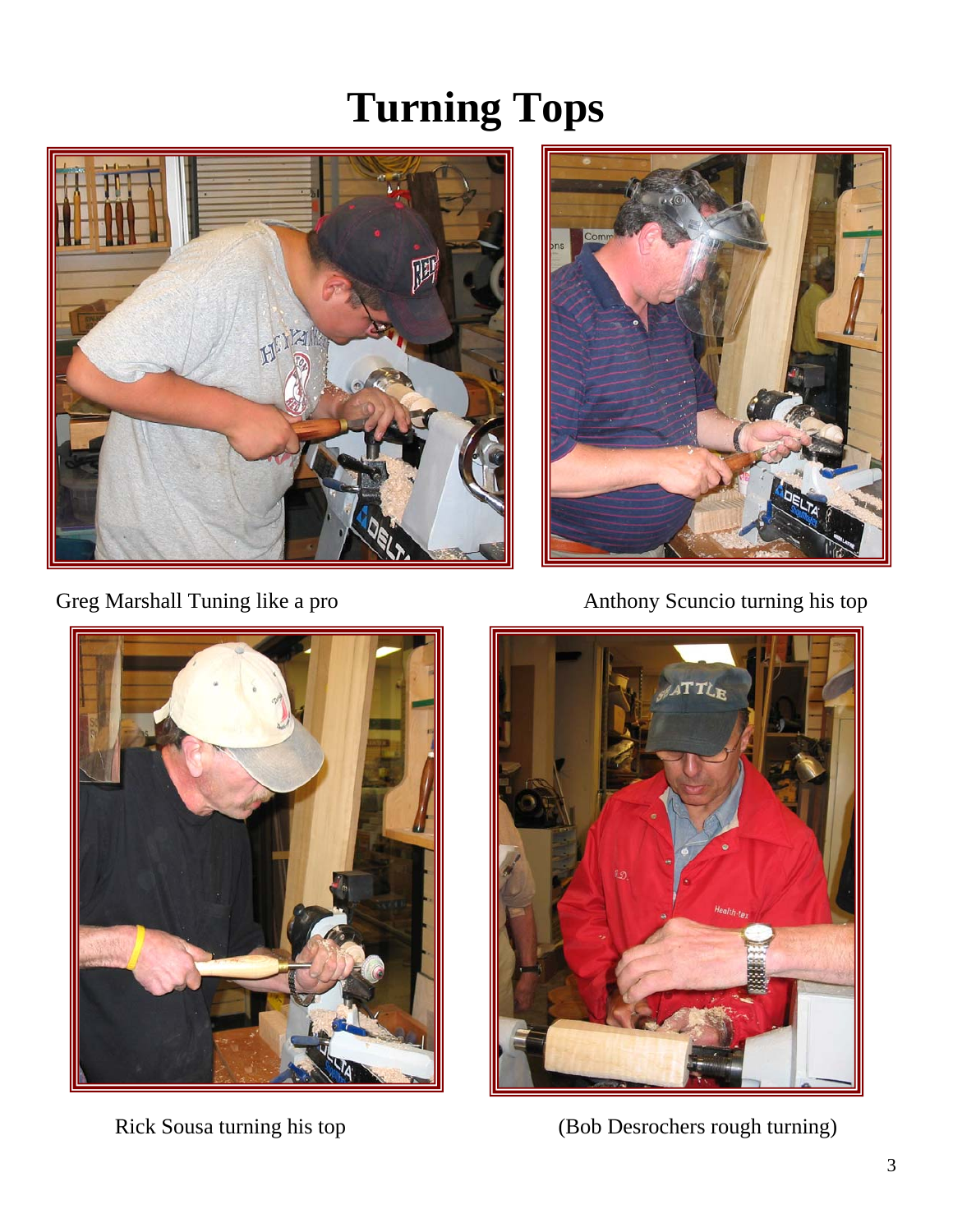# Turning Tops

Greg Marshall Tuning like a pro

Anthony Scuncio turning his top

Rick Sousa turning his top

(Bob Desrochers rough turning)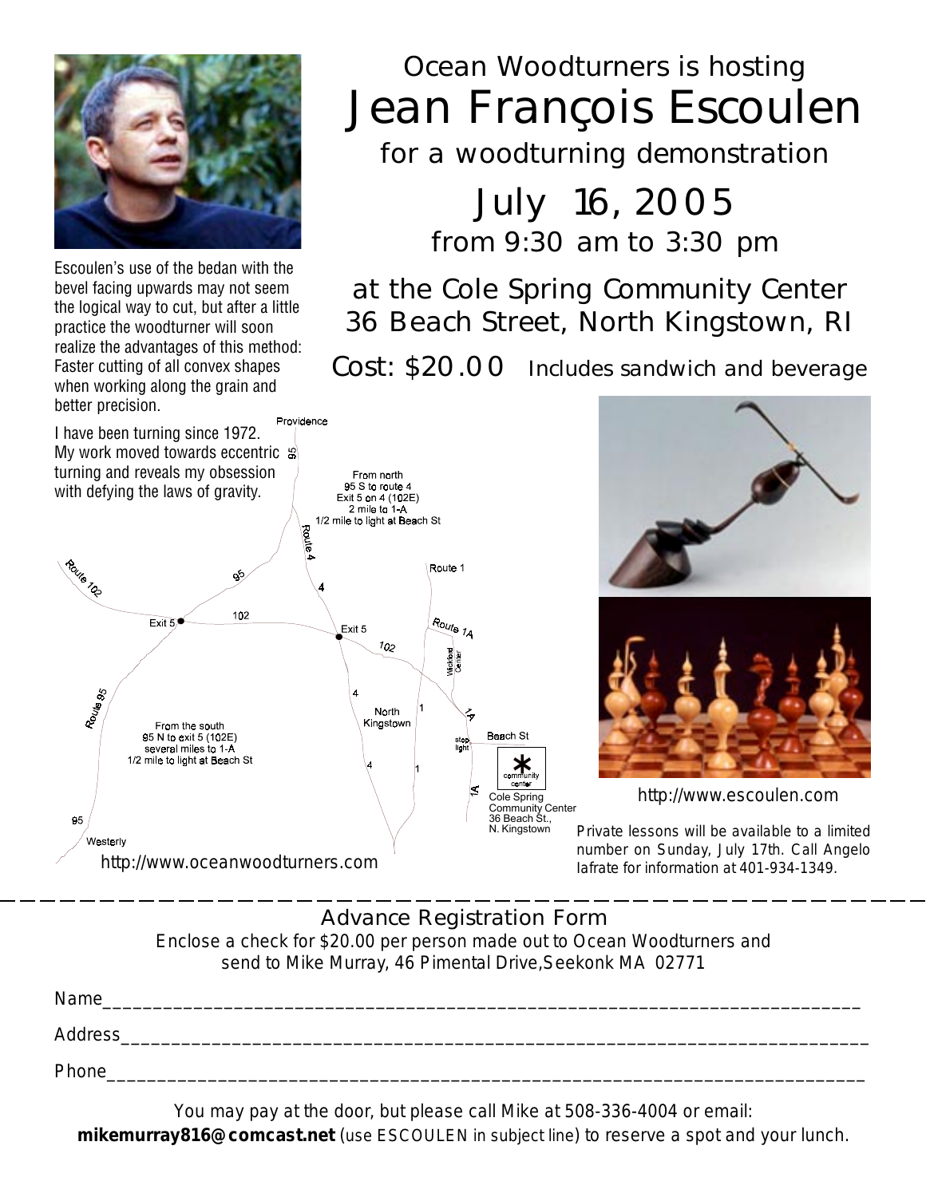# Ocean Woodturners is hosting Jean François Escoulen for a woodturning demonstration

## July 16, 2005

from 9:30 am to 3:30 pm

at the Cole Spring Community Center
36 Beach Street, North Kingstown, RI

Cost: $20.00 Includes sandwich and beverage

Escoulen's use of the bedan with the bevel facing upwards may not seem the logical way to cut, but after a little practice the woodturner will soon realize the advantages of this method: Faster cutting of all convex shapes when working along the grain and better precision.

I have been turning since 1972. My work moved towards eccentric turning and reveals my obsession with defying the laws of gravity.

From north
95 S to route 4
Exit 5 on 4 (102E)
2 mile to 1-A
1/2 mile to light at Beach St

From the south
95 N to exit 5 (102E)
several miles to 1-A
1/2 mile to light at Beach St

Cole Spring Community Center
36 Beach St.,
N. Kingstown

http://www.oceanwoodturners.com

http://www.escoulen.com

Private lessons will be available to a limited number on Sunday, July 17th. Call Angelo Iafrate for information at 401-934-1349.

---

## Advance Registration Form

Enclose a check for $20.00 per person made out to Ocean Woodturners and send to Mike Murray, 46 Pimental Drive, Seekonk MA 02771

Name_______________________________________________

Address_____________________________________________

Phone______________________________________________

You may pay at the door, but please call Mike at 508-336-4004 or email: **mikemurray816@comcast.net** (use ESCOULEN in subject line) to reserve a spot and your lunch.